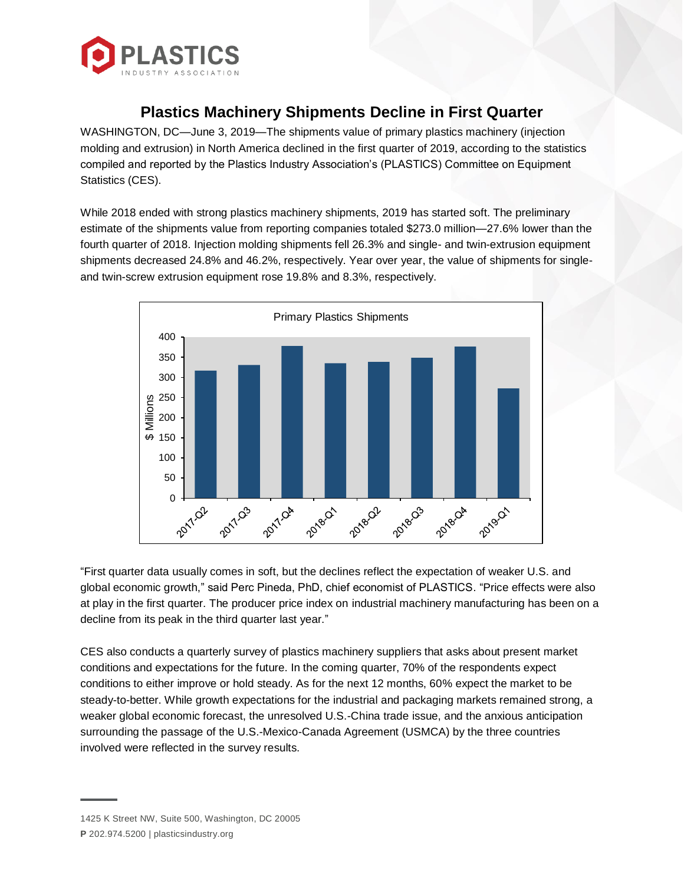# Plastics Machinery Shipments Decline in First Quarter

WASHINGTON, DC—June 3, 2019—The shipments value of primary plastics machinery (injection molding and extrusion) in North America declined in the first quarter of 2019, according to the statistics compiled and reported by the Plastics Industry Association's (PLASTICS) Committee on Equipment Statistics (CES).

While 2018 ended with strong plastics machinery shipments, 2019 has started soft. The preliminary estimate of the shipments value from reporting companies totaled $273.0 million—27.6% lower than the fourth quarter of 2018. Injection molding shipments fell 26.3% and single- and twin-extrusion equipment shipments decreased 24.8% and 46.2%, respectively. Year over year, the value of shipments for single- and twin-screw extrusion equipment rose 19.8% and 8.3%, respectively.

"First quarter data usually comes in soft, but the declines reflect the expectation of weaker U.S. and global economic growth," said Perc Pineda, PhD, chief economist of PLASTICS. "Price effects were also at play in the first quarter. The producer price index on industrial machinery manufacturing has been on a decline from its peak in the third quarter last year."

CES also conducts a quarterly survey of plastics machinery suppliers that asks about present market conditions and expectations for the future. In the coming quarter, 70% of the respondents expect conditions to either improve or hold steady. As for the next 12 months, 60% expect the market to be steady-to-better. While growth expectations for the industrial and packaging markets remained strong, a weaker global economic forecast, the unresolved U.S.-China trade issue, and the anxious anticipation surrounding the passage of the U.S.-Mexico-Canada Agreement (USMCA) by the three countries involved were reflected in the survey results.

1425 K Street NW, Suite 500, Washington, DC 20005
**P** 202.974.5200 | plasticsindustry.org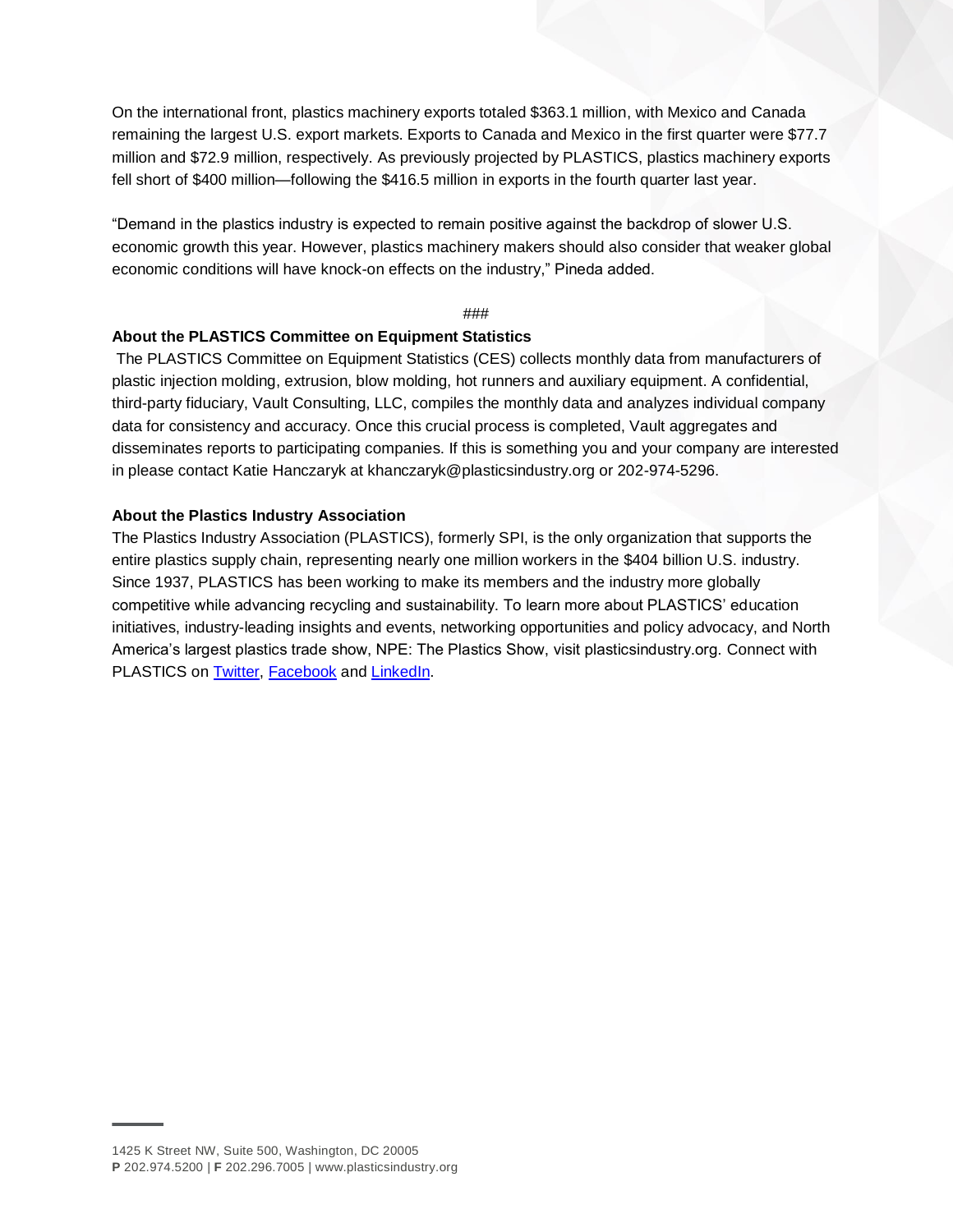On the international front, plastics machinery exports totaled $363.1 million, with Mexico and Canada remaining the largest U.S. export markets. Exports to Canada and Mexico in the first quarter were $77.7 million and $72.9 million, respectively. As previously projected by PLASTICS, plastics machinery exports fell short of $400 million—following the $416.5 million in exports in the fourth quarter last year.

"Demand in the plastics industry is expected to remain positive against the backdrop of slower U.S. economic growth this year. However, plastics machinery makers should also consider that weaker global economic conditions will have knock-on effects on the industry," Pineda added.

###

**About the PLASTICS Committee on Equipment Statistics**

The PLASTICS Committee on Equipment Statistics (CES) collects monthly data from manufacturers of plastic injection molding, extrusion, blow molding, hot runners and auxiliary equipment. A confidential, third-party fiduciary, Vault Consulting, LLC, compiles the monthly data and analyzes individual company data for consistency and accuracy. Once this crucial process is completed, Vault aggregates and disseminates reports to participating companies. If this is something you and your company are interested in please contact Katie Hanczaryk at khanczaryk@plasticsindustry.org or 202-974-5296.

**About the Plastics Industry Association**

The Plastics Industry Association (PLASTICS), formerly SPI, is the only organization that supports the entire plastics supply chain, representing nearly one million workers in the $404 billion U.S. industry. Since 1937, PLASTICS has been working to make its members and the industry more globally competitive while advancing recycling and sustainability. To learn more about PLASTICS' education initiatives, industry-leading insights and events, networking opportunities and policy advocacy, and North America's largest plastics trade show, NPE: The Plastics Show, visit plasticsindustry.org. Connect with PLASTICS on Twitter, Facebook and LinkedIn.

1425 K Street NW, Suite 500, Washington, DC 20005
**P** 202.974.5200 | **F** 202.296.7005 | www.plasticsindustry.org